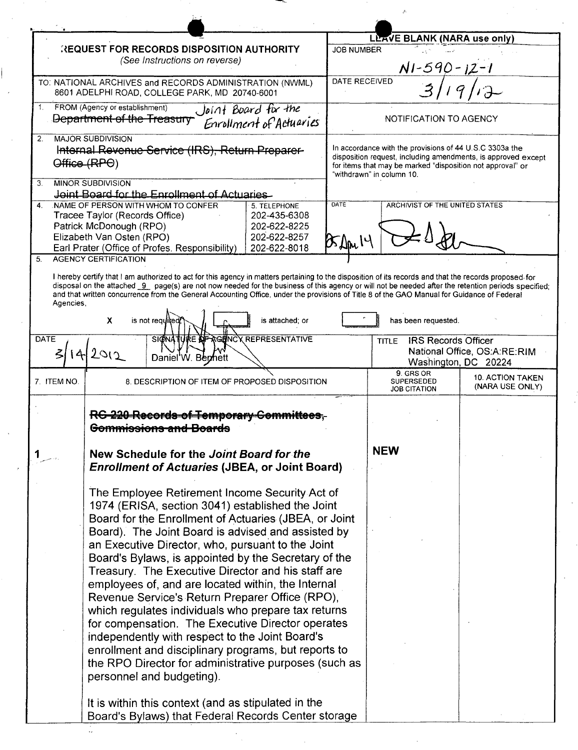# REQUEST FOR RECORDS DISPOSITION AUTHORITY

*(See Instructions on reverse)*

**LEAVE BLANK (NARA use only)**

JOB NUMBER: N1-590-12-1

DATE RECEIVED: 3/19/12

TO: NATIONAL ARCHIVES and RECORDS ADMINISTRATION (NWML)
8601 ADELPHI ROAD, COLLEGE PARK, MD 20740-6001

1. FROM (Agency or establishment) ~~Department of the Treasury~~ Joint Board for the Enrollment of Actuaries

2. MAJOR SUBDIVISION
~~Internal Revenue Service (IRS), Return Preparer Office (RPO)~~

3. MINOR SUBDIVISION
~~Joint Board for the Enrollment of Actuaries~~

NOTIFICATION TO AGENCY

In accordance with the provisions of 44 U.S.C 3303a the disposition request, including amendments, is approved except for items that may be marked "disposition not approval" or "withdrawn" in column 10.

| 4. NAME OF PERSON WITH WHOM TO CONFER | 5. TELEPHONE |
|---|---|
| Tracee Taylor (Records Office) | 202-435-6308 |
| Patrick McDonough (RPO) | 202-622-8225 |
| Elizabeth Van Osten (RPO) | 202-622-8257 |
| Earl Prater (Office of Profes. Responsibility) | 202-622-8018 |

DATE: 25 Apr 14 — ARCHIVIST OF THE UNITED STATES: [signature]

5. AGENCY CERTIFICATION

I hereby certify that I am authorized to act for this agency in matters pertaining to the disposition of its records and that the records proposed for disposal on the attached 9 page(s) are not now needed for the business of this agency or will not be needed after the retention periods specified; and that written concurrence from the General Accounting Office, under the provisions of Title 8 of the GAO Manual for Guidance of Federal Agencies,

X is not required; ☐ is attached; or ☐ has been requested.

| DATE | SIGNATURE OF AGENCY REPRESENTATIVE | TITLE |
|---|---|---|
| 3/14/2012 | Daniel W. Bennett | IRS Records Officer<br>National Office, OS:A:RE:RIM<br>Washington, DC 20224 |

| 7. ITEM NO. | 8. DESCRIPTION OF ITEM OF PROPOSED DISPOSITION | 9. GRS OR SUPERSEDED JOB CITATION | 10. ACTION TAKEN (NARA USE ONLY) |
|---|---|---|---|
| | ~~**RG 220 Records of Temporary Committees, Commissions and Boards**~~ | | |
| 1 | **New Schedule for the *Joint Board for the Enrollment of Actuaries* (JBEA, or Joint Board)**<br><br>The Employee Retirement Income Security Act of 1974 (ERISA, section 3041) established the Joint Board for the Enrollment of Actuaries (JBEA, or Joint Board). The Joint Board is advised and assisted by an Executive Director, who, pursuant to the Joint Board's Bylaws, is appointed by the Secretary of the Treasury. The Executive Director and his staff are employees of, and are located within, the Internal Revenue Service's Return Preparer Office (RPO), which regulates individuals who prepare tax returns for compensation. The Executive Director operates independently with respect to the Joint Board's enrollment and disciplinary programs, but reports to the RPO Director for administrative purposes (such as personnel and budgeting).<br><br>It is within this context (and as stipulated in the Board's Bylaws) that Federal Records Center storage | **NEW** | |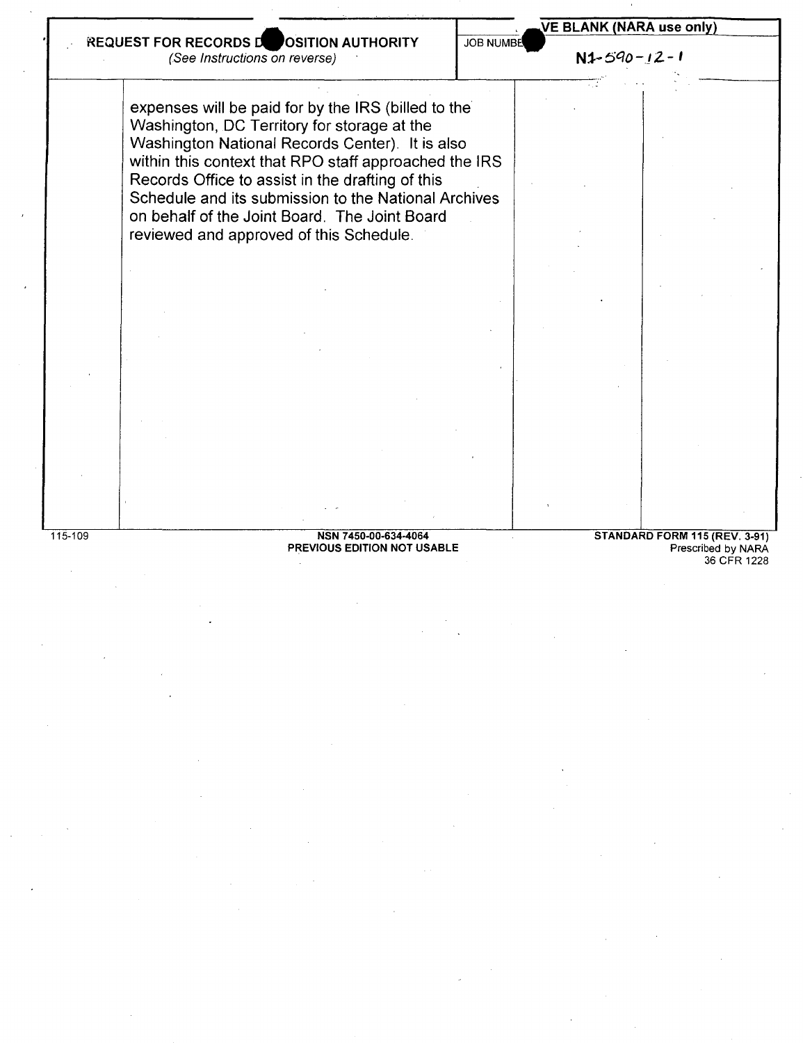**REQUEST FOR RECORDS DISPOSITION AUTHORITY**
*(See Instructions on reverse)*

JOB NUMBER: N1-590-12-1

LEAVE BLANK (NARA use only)

expenses will be paid for by the IRS (billed to the Washington, DC Territory for storage at the Washington National Records Center). It is also within this context that RPO staff approached the IRS Records Office to assist in the drafting of this Schedule and its submission to the National Archives on behalf of the Joint Board. The Joint Board reviewed and approved of this Schedule.

115-109

**NSN 7450-00-634-4064**
**PREVIOUS EDITION NOT USABLE**

**STANDARD FORM 115 (REV. 3-91)**
Prescribed by NARA
36 CFR 1228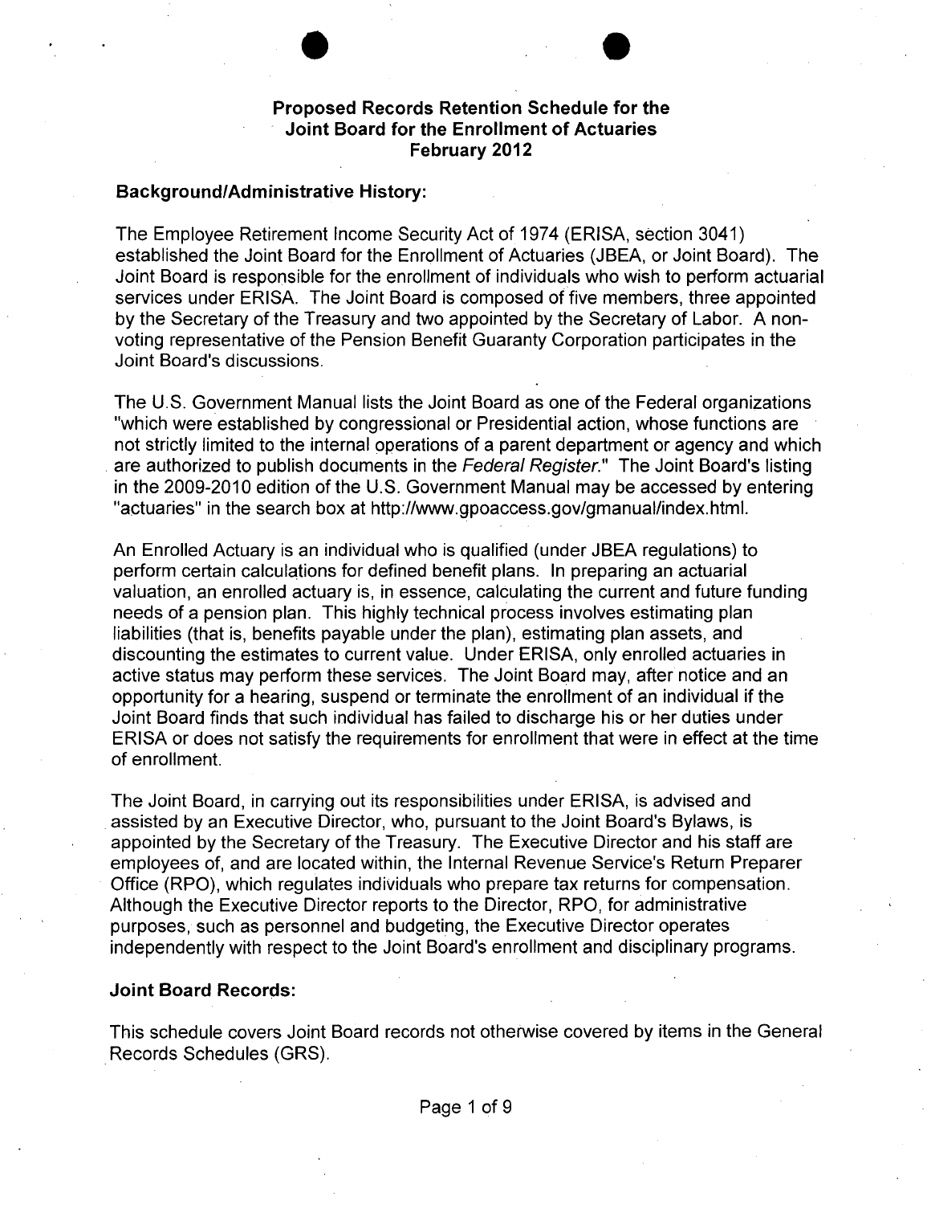**Proposed Records Retention Schedule for the Joint Board for the Enrollment of Actuaries February 2012**

**Background/Administrative History:**

The Employee Retirement Income Security Act of 1974 (ERISA, section 3041) established the Joint Board for the Enrollment of Actuaries (JBEA, or Joint Board). The Joint Board is responsible for the enrollment of individuals who wish to perform actuarial services under ERISA. The Joint Board is composed of five members, three appointed by the Secretary of the Treasury and two appointed by the Secretary of Labor. A non-voting representative of the Pension Benefit Guaranty Corporation participates in the Joint Board's discussions.

The U.S. Government Manual lists the Joint Board as one of the Federal organizations "which were established by congressional or Presidential action, whose functions are not strictly limited to the internal operations of a parent department or agency and which are authorized to publish documents in the *Federal Register*." The Joint Board's listing in the 2009-2010 edition of the U.S. Government Manual may be accessed by entering "actuaries" in the search box at http://www.gpoaccess.gov/gmanual/index.html.

An Enrolled Actuary is an individual who is qualified (under JBEA regulations) to perform certain calculations for defined benefit plans. In preparing an actuarial valuation, an enrolled actuary is, in essence, calculating the current and future funding needs of a pension plan. This highly technical process involves estimating plan liabilities (that is, benefits payable under the plan), estimating plan assets, and discounting the estimates to current value. Under ERISA, only enrolled actuaries in active status may perform these services. The Joint Board may, after notice and an opportunity for a hearing, suspend or terminate the enrollment of an individual if the Joint Board finds that such individual has failed to discharge his or her duties under ERISA or does not satisfy the requirements for enrollment that were in effect at the time of enrollment.

The Joint Board, in carrying out its responsibilities under ERISA, is advised and assisted by an Executive Director, who, pursuant to the Joint Board's Bylaws, is appointed by the Secretary of the Treasury. The Executive Director and his staff are employees of, and are located within, the Internal Revenue Service's Return Preparer Office (RPO), which regulates individuals who prepare tax returns for compensation. Although the Executive Director reports to the Director, RPO, for administrative purposes, such as personnel and budgeting, the Executive Director operates independently with respect to the Joint Board's enrollment and disciplinary programs.

**Joint Board Records:**

This schedule covers Joint Board records not otherwise covered by items in the General Records Schedules (GRS).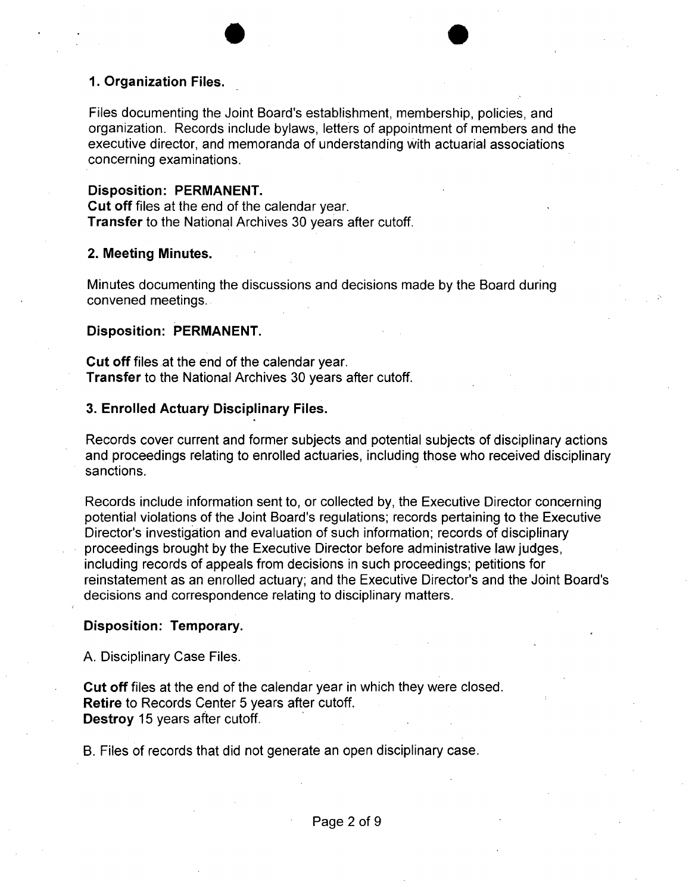**1. Organization Files.**

Files documenting the Joint Board's establishment, membership, policies, and organization. Records include bylaws, letters of appointment of members and the executive director, and memoranda of understanding with actuarial associations concerning examinations.

**Disposition: PERMANENT.**
**Cut off** files at the end of the calendar year.
**Transfer** to the National Archives 30 years after cutoff.

**2. Meeting Minutes.**

Minutes documenting the discussions and decisions made by the Board during convened meetings.

**Disposition: PERMANENT.**

**Cut off** files at the end of the calendar year.
**Transfer** to the National Archives 30 years after cutoff.

**3. Enrolled Actuary Disciplinary Files.**

Records cover current and former subjects and potential subjects of disciplinary actions and proceedings relating to enrolled actuaries, including those who received disciplinary sanctions.

Records include information sent to, or collected by, the Executive Director concerning potential violations of the Joint Board's regulations; records pertaining to the Executive Director's investigation and evaluation of such information; records of disciplinary proceedings brought by the Executive Director before administrative law judges, including records of appeals from decisions in such proceedings; petitions for reinstatement as an enrolled actuary; and the Executive Director's and the Joint Board's decisions and correspondence relating to disciplinary matters.

**Disposition: Temporary.**

A. Disciplinary Case Files.

**Cut off** files at the end of the calendar year in which they were closed.
**Retire** to Records Center 5 years after cutoff.
**Destroy** 15 years after cutoff.

B. Files of records that did not generate an open disciplinary case.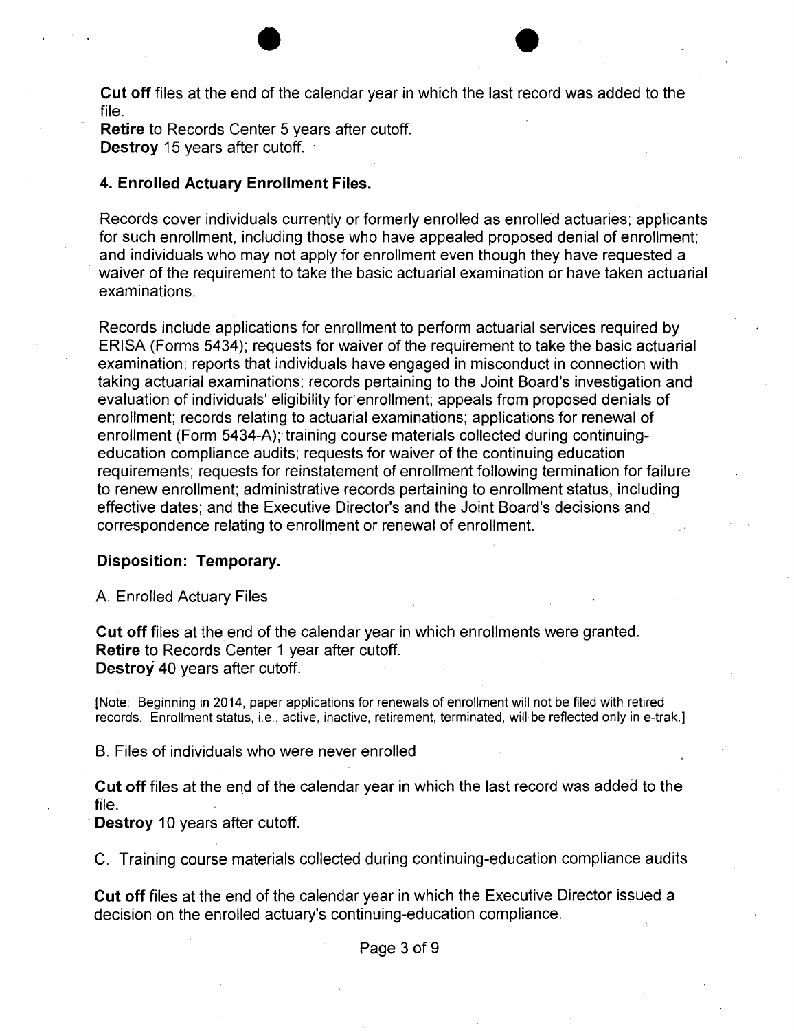**Cut off** files at the end of the calendar year in which the last record was added to the file.
**Retire** to Records Center 5 years after cutoff.
**Destroy** 15 years after cutoff.

### 4. Enrolled Actuary Enrollment Files.

Records cover individuals currently or formerly enrolled as enrolled actuaries; applicants for such enrollment, including those who have appealed proposed denial of enrollment; and individuals who may not apply for enrollment even though they have requested a waiver of the requirement to take the basic actuarial examination or have taken actuarial examinations.

Records include applications for enrollment to perform actuarial services required by ERISA (Forms 5434); requests for waiver of the requirement to take the basic actuarial examination; reports that individuals have engaged in misconduct in connection with taking actuarial examinations; records pertaining to the Joint Board's investigation and evaluation of individuals' eligibility for enrollment; appeals from proposed denials of enrollment; records relating to actuarial examinations; applications for renewal of enrollment (Form 5434-A); training course materials collected during continuing-education compliance audits; requests for waiver of the continuing education requirements; requests for reinstatement of enrollment following termination for failure to renew enrollment; administrative records pertaining to enrollment status, including effective dates; and the Executive Director's and the Joint Board's decisions and correspondence relating to enrollment or renewal of enrollment.

**Disposition: Temporary.**

A. Enrolled Actuary Files

**Cut off** files at the end of the calendar year in which enrollments were granted.
**Retire** to Records Center 1 year after cutoff.
**Destroy** 40 years after cutoff.

[Note: Beginning in 2014, paper applications for renewals of enrollment will not be filed with retired records. Enrollment status, i.e., active, inactive, retirement, terminated, will be reflected only in e-trak.]

B. Files of individuals who were never enrolled

**Cut off** files at the end of the calendar year in which the last record was added to the file.
**Destroy** 10 years after cutoff.

C. Training course materials collected during continuing-education compliance audits

**Cut off** files at the end of the calendar year in which the Executive Director issued a decision on the enrolled actuary's continuing-education compliance.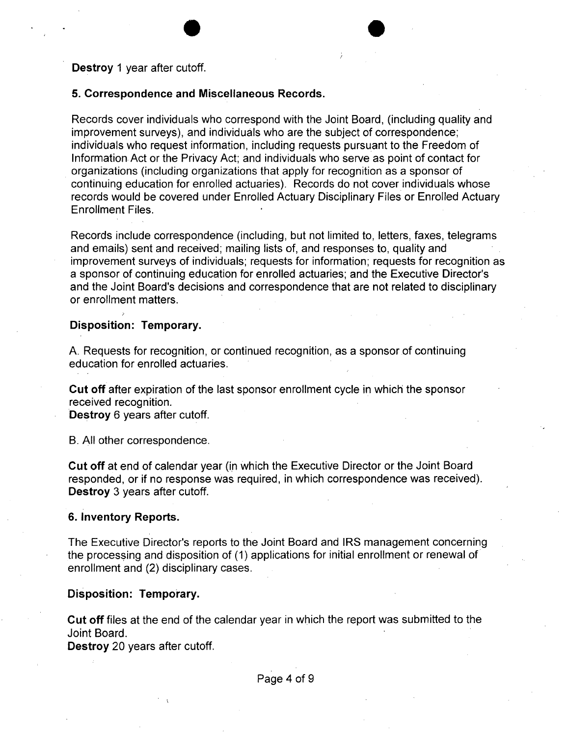**Destroy** 1 year after cutoff.

**5. Correspondence and Miscellaneous Records.**

Records cover individuals who correspond with the Joint Board, (including quality and improvement surveys), and individuals who are the subject of correspondence; individuals who request information, including requests pursuant to the Freedom of Information Act or the Privacy Act; and individuals who serve as point of contact for organizations (including organizations that apply for recognition as a sponsor of continuing education for enrolled actuaries). Records do not cover individuals whose records would be covered under Enrolled Actuary Disciplinary Files or Enrolled Actuary Enrollment Files.

Records include correspondence (including, but not limited to, letters, faxes, telegrams and emails) sent and received; mailing lists of, and responses to, quality and improvement surveys of individuals; requests for information; requests for recognition as a sponsor of continuing education for enrolled actuaries; and the Executive Director's and the Joint Board's decisions and correspondence that are not related to disciplinary or enrollment matters.

**Disposition: Temporary.**

A. Requests for recognition, or continued recognition, as a sponsor of continuing education for enrolled actuaries.

**Cut off** after expiration of the last sponsor enrollment cycle in which the sponsor received recognition.
**Destroy** 6 years after cutoff.

B. All other correspondence.

**Cut off** at end of calendar year (in which the Executive Director or the Joint Board responded, or if no response was required, in which correspondence was received).
**Destroy** 3 years after cutoff.

**6. Inventory Reports.**

The Executive Director's reports to the Joint Board and IRS management concerning the processing and disposition of (1) applications for initial enrollment or renewal of enrollment and (2) disciplinary cases.

**Disposition: Temporary.**

**Cut off** files at the end of the calendar year in which the report was submitted to the Joint Board.
**Destroy** 20 years after cutoff.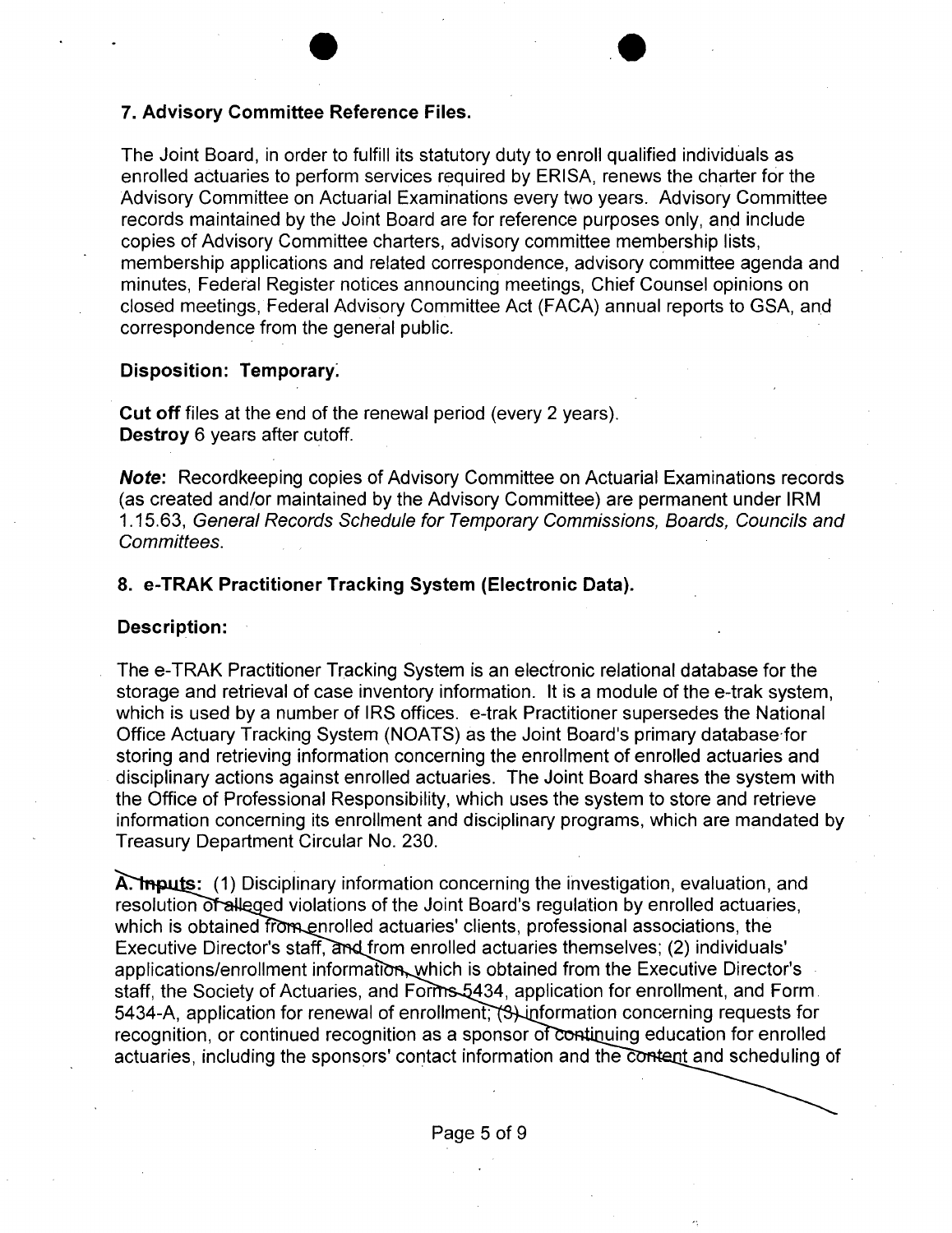### 7. Advisory Committee Reference Files.

The Joint Board, in order to fulfill its statutory duty to enroll qualified individuals as enrolled actuaries to perform services required by ERISA, renews the charter for the Advisory Committee on Actuarial Examinations every two years. Advisory Committee records maintained by the Joint Board are for reference purposes only, and include copies of Advisory Committee charters, advisory committee membership lists, membership applications and related correspondence, advisory committee agenda and minutes, Federal Register notices announcing meetings, Chief Counsel opinions on closed meetings, Federal Advisory Committee Act (FACA) annual reports to GSA, and correspondence from the general public.

**Disposition: Temporary.**

**Cut off** files at the end of the renewal period (every 2 years).
**Destroy** 6 years after cutoff.

***Note:*** Recordkeeping copies of Advisory Committee on Actuarial Examinations records (as created and/or maintained by the Advisory Committee) are permanent under IRM 1.15.63, *General Records Schedule for Temporary Commissions, Boards, Councils and Committees.*

### 8. e-TRAK Practitioner Tracking System (Electronic Data).

**Description:**

The e-TRAK Practitioner Tracking System is an electronic relational database for the storage and retrieval of case inventory information. It is a module of the e-trak system, which is used by a number of IRS offices. e-trak Practitioner supersedes the National Office Actuary Tracking System (NOATS) as the Joint Board's primary database for storing and retrieving information concerning the enrollment of enrolled actuaries and disciplinary actions against enrolled actuaries. The Joint Board shares the system with the Office of Professional Responsibility, which uses the system to store and retrieve information concerning its enrollment and disciplinary programs, which are mandated by Treasury Department Circular No. 230.

**A. Inputs:** (1) Disciplinary information concerning the investigation, evaluation, and resolution of alleged violations of the Joint Board's regulation by enrolled actuaries, which is obtained from enrolled actuaries' clients, professional associations, the Executive Director's staff, and from enrolled actuaries themselves; (2) individuals' applications/enrollment information, which is obtained from the Executive Director's staff, the Society of Actuaries, and Forms 5434, application for enrollment, and Form 5434-A, application for renewal of enrollment; (3) information concerning requests for recognition, or continued recognition as a sponsor of continuing education for enrolled actuaries, including the sponsors' contact information and the content and scheduling of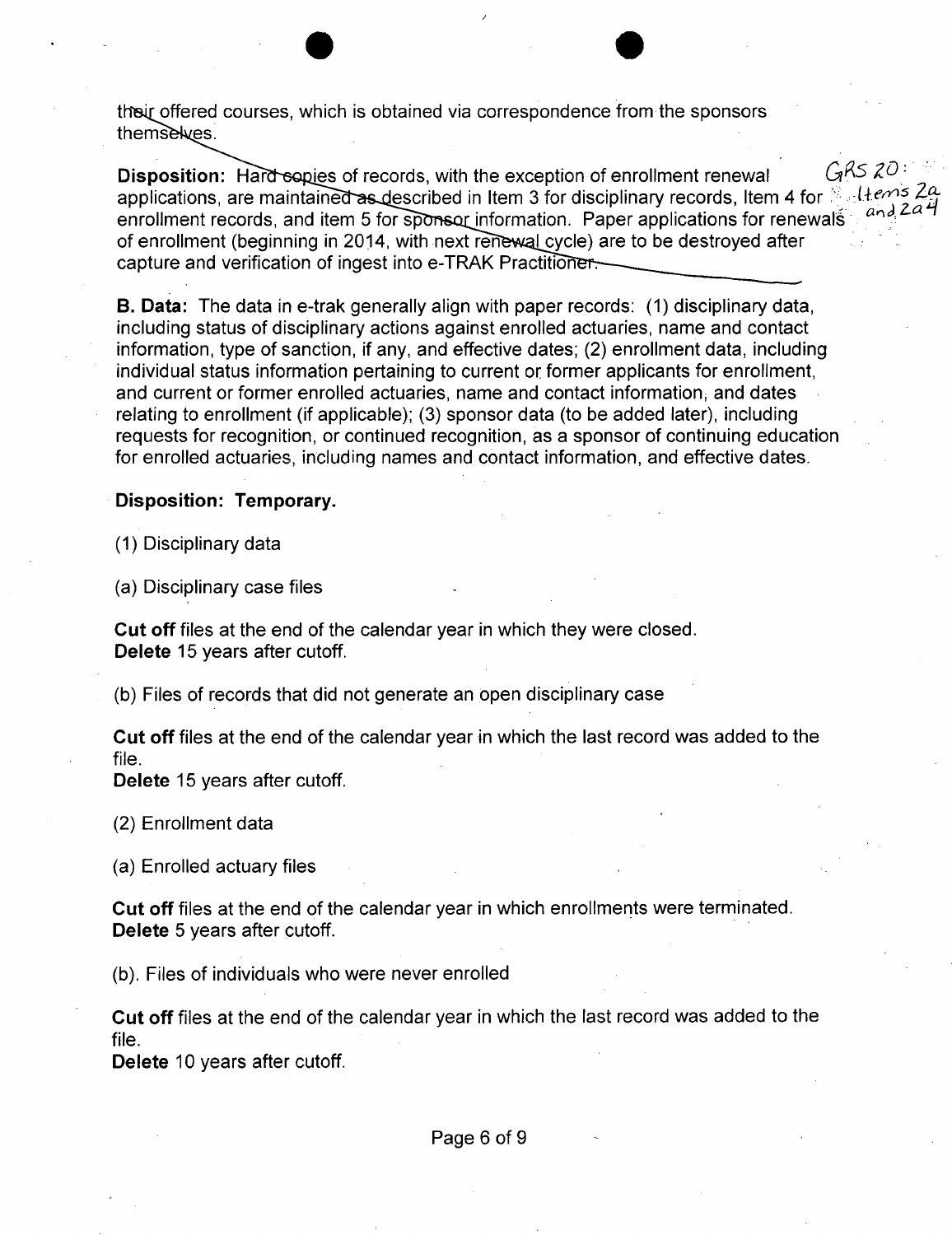their offered courses, which is obtained via correspondence from the sponsors themselves.

**Disposition:** Hard copies of records, with the exception of enrollment renewal applications, are maintained as described in Item 3 for disciplinary records, Item 4 for enrollment records, and item 5 for sponsor information. Paper applications for renewals of enrollment (beginning in 2014, with next renewal cycle) are to be destroyed after capture and verification of ingest into e-TRAK Practitioner.

GRS 20: Items 2a and 2a4

**B. Data:** The data in e-trak generally align with paper records: (1) disciplinary data, including status of disciplinary actions against enrolled actuaries, name and contact information, type of sanction, if any, and effective dates; (2) enrollment data, including individual status information pertaining to current or former applicants for enrollment, and current or former enrolled actuaries, name and contact information, and dates relating to enrollment (if applicable); (3) sponsor data (to be added later), including requests for recognition, or continued recognition, as a sponsor of continuing education for enrolled actuaries, including names and contact information, and effective dates.

**Disposition: Temporary.**

(1) Disciplinary data

(a) Disciplinary case files

**Cut off** files at the end of the calendar year in which they were closed.
**Delete** 15 years after cutoff.

(b) Files of records that did not generate an open disciplinary case

**Cut off** files at the end of the calendar year in which the last record was added to the file.
**Delete** 15 years after cutoff.

(2) Enrollment data

(a) Enrolled actuary files

**Cut off** files at the end of the calendar year in which enrollments were terminated.
**Delete** 5 years after cutoff.

(b). Files of individuals who were never enrolled

**Cut off** files at the end of the calendar year in which the last record was added to the file.
**Delete** 10 years after cutoff.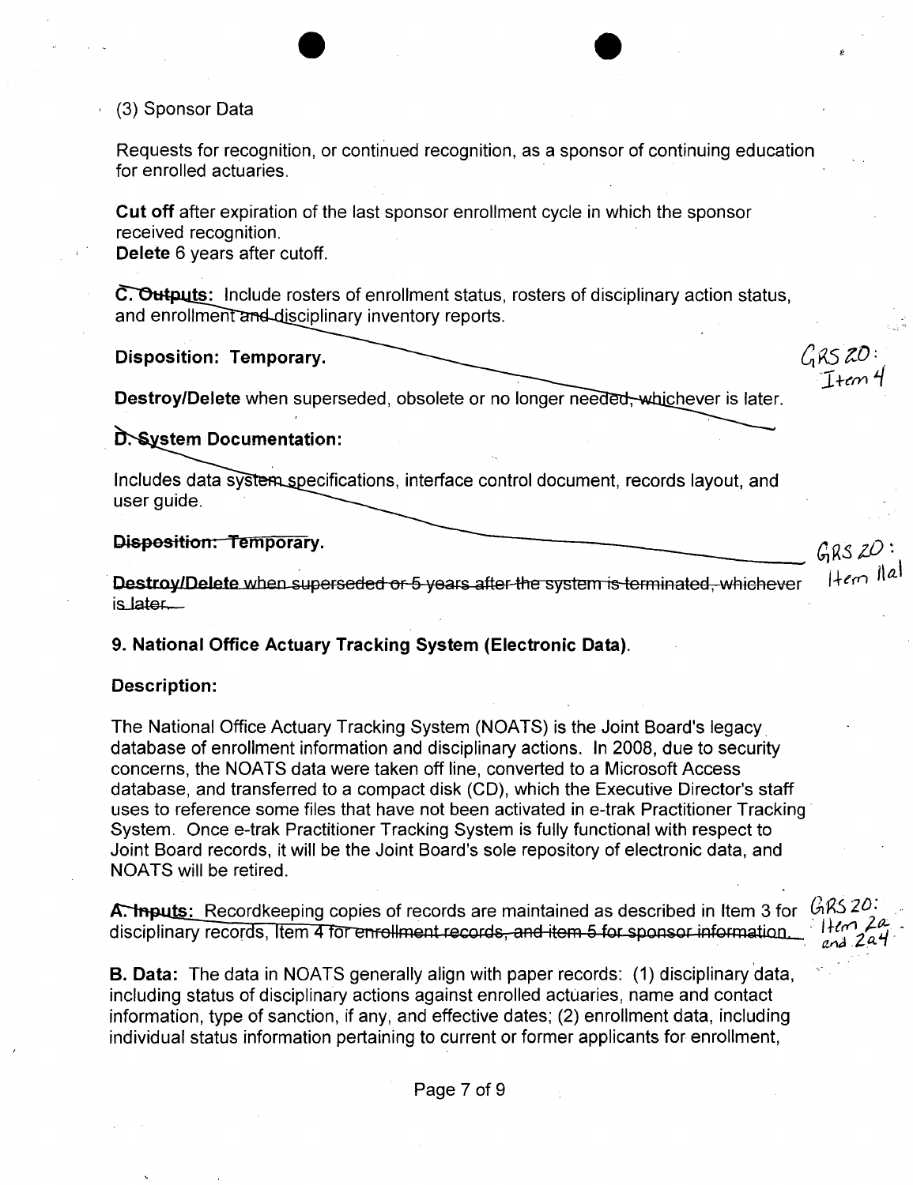(3) Sponsor Data

Requests for recognition, or continued recognition, as a sponsor of continuing education for enrolled actuaries.

**Cut off** after expiration of the last sponsor enrollment cycle in which the sponsor received recognition.
**Delete** 6 years after cutoff.

~~C. Outputs:~~ Include rosters of enrollment status, rosters of disciplinary action status, and enrollment ~~and disciplinary~~ inventory reports.

**Disposition: Temporary.**

**Destroy/Delete** when superseded, obsolete or no longer ~~needed, whichever is later.~~

GRS 20: Item 4

**~~D.~~ System Documentation:**

Includes data system specifications, interface control document, records layout, and user guide.

**~~Disposition: Temporary.~~**

~~**Destroy/Delete** when superseded or 5 years after the system is terminated, whichever is later.~~

GRS 20: Item 11a1

**9. National Office Actuary Tracking System (Electronic Data).**

**Description:**

The National Office Actuary Tracking System (NOATS) is the Joint Board's legacy database of enrollment information and disciplinary actions. In 2008, due to security concerns, the NOATS data were taken off line, converted to a Microsoft Access database, and transferred to a compact disk (CD), which the Executive Director's staff uses to reference some files that have not been activated in e-trak Practitioner Tracking System. Once e-trak Practitioner Tracking System is fully functional with respect to Joint Board records, it will be the Joint Board's sole repository of electronic data, and NOATS will be retired.

**~~A. Inputs:~~** Recordkeeping copies of records are maintained as described in Item 3 for disciplinary records, ~~Item 4 for enrollment records, and item 5 for sponsor information.~~

GRS 20: Item 2a and 2a4

**B. Data:** The data in NOATS generally align with paper records: (1) disciplinary data, including status of disciplinary actions against enrolled actuaries, name and contact information, type of sanction, if any, and effective dates; (2) enrollment data, including individual status information pertaining to current or former applicants for enrollment,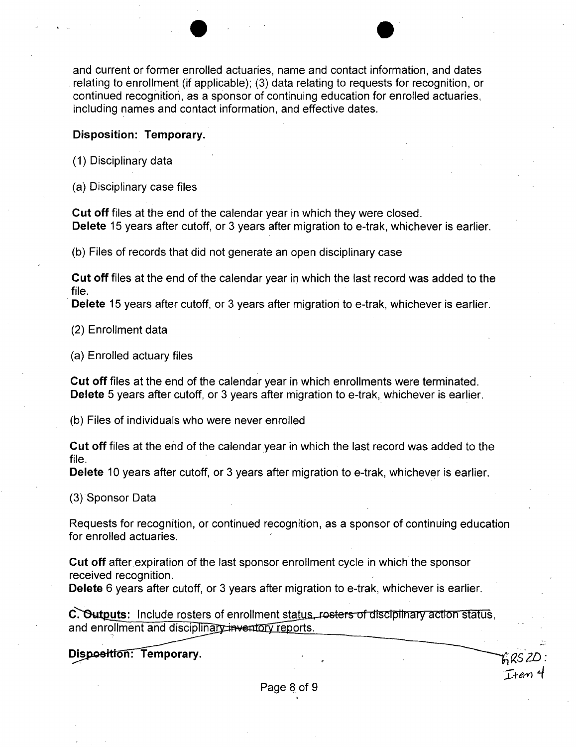and current or former enrolled actuaries, name and contact information, and dates relating to enrollment (if applicable); (3) data relating to requests for recognition, or continued recognition, as a sponsor of continuing education for enrolled actuaries, including names and contact information, and effective dates.

**Disposition: Temporary.**

(1) Disciplinary data

(a) Disciplinary case files

**Cut off** files at the end of the calendar year in which they were closed.
**Delete** 15 years after cutoff, or 3 years after migration to e-trak, whichever is earlier.

(b) Files of records that did not generate an open disciplinary case

**Cut off** files at the end of the calendar year in which the last record was added to the file.
**Delete** 15 years after cutoff, or 3 years after migration to e-trak, whichever is earlier.

(2) Enrollment data

(a) Enrolled actuary files

**Cut off** files at the end of the calendar year in which enrollments were terminated.
**Delete** 5 years after cutoff, or 3 years after migration to e-trak, whichever is earlier.

(b) Files of individuals who were never enrolled

**Cut off** files at the end of the calendar year in which the last record was added to the file.
**Delete** 10 years after cutoff, or 3 years after migration to e-trak, whichever is earlier.

(3) Sponsor Data

Requests for recognition, or continued recognition, as a sponsor of continuing education for enrolled actuaries.

**Cut off** after expiration of the last sponsor enrollment cycle in which the sponsor received recognition.
**Delete** 6 years after cutoff, or 3 years after migration to e-trak, whichever is earlier.

**C. Outputs:** Include rosters of enrollment status, ~~rosters of disciplinary action status~~, and enrollment and disciplinary ~~inventory~~ reports.

**Disposition: Temporary.**

GRS 20: Item 4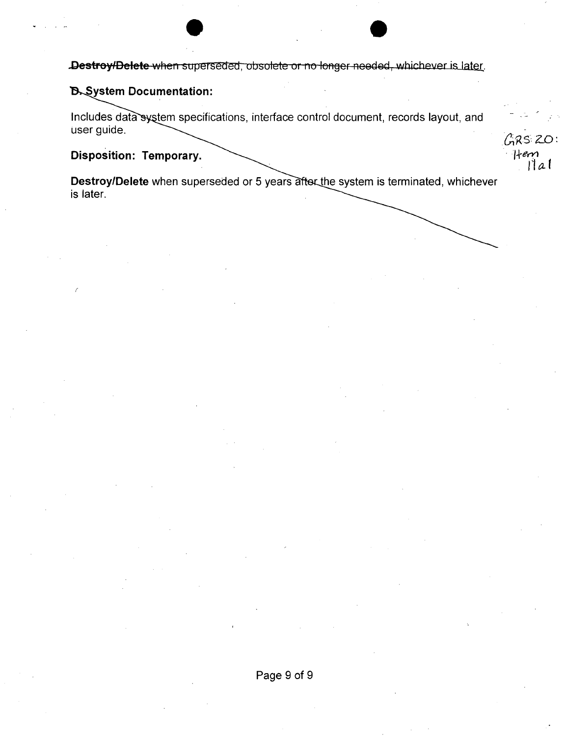~~**Destroy/Delete** when superseded, obsolete or no longer needed, whichever is later.~~

**~~D.~~ System Documentation:**

Includes data system specifications, interface control document, records layout, and user guide.

**Disposition: Temporary.**

**Destroy/Delete** when superseded or 5 years after the system is terminated, whichever is later.

GRS 20: Item 11a1